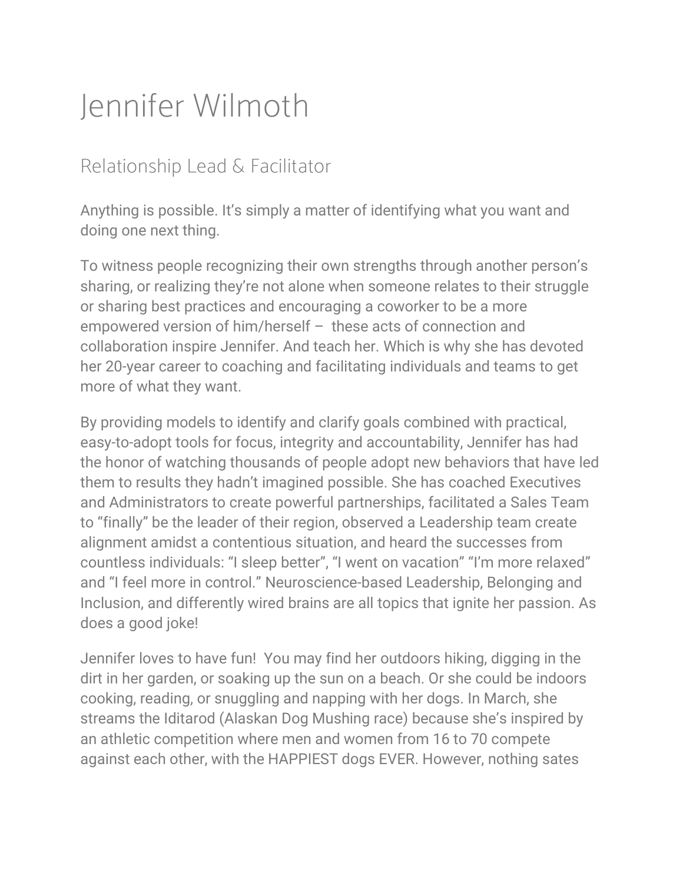# Jennifer Wilmoth

## Relationship Lead & Facilitator

Anything is possible. It's simply a matter of identifying what you want and doing one next thing.

To witness people recognizing their own strengths through another person's sharing, or realizing they're not alone when someone relates to their struggle or sharing best practices and encouraging a coworker to be a more empowered version of him/herself – these acts of connection and collaboration inspire Jennifer. And teach her. Which is why she has devoted her 20-year career to coaching and facilitating individuals and teams to get more of what they want.

By providing models to identify and clarify goals combined with practical, easy-to-adopt tools for focus, integrity and accountability, Jennifer has had the honor of watching thousands of people adopt new behaviors that have led them to results they hadn't imagined possible. She has coached Executives and Administrators to create powerful partnerships, facilitated a Sales Team to "finally" be the leader of their region, observed a Leadership team create alignment amidst a contentious situation, and heard the successes from countless individuals: "I sleep better", "I went on vacation" "I'm more relaxed" and "I feel more in control." Neuroscience-based Leadership, Belonging and Inclusion, and differently wired brains are all topics that ignite her passion. As does a good joke!

Jennifer loves to have fun! You may find her outdoors hiking, digging in the dirt in her garden, or soaking up the sun on a beach. Or she could be indoors cooking, reading, or snuggling and napping with her dogs. In March, she streams the Iditarod (Alaskan Dog Mushing race) because she's inspired by an athletic competition where men and women from 16 to 70 compete against each other, with the HAPPIEST dogs EVER. However, nothing sates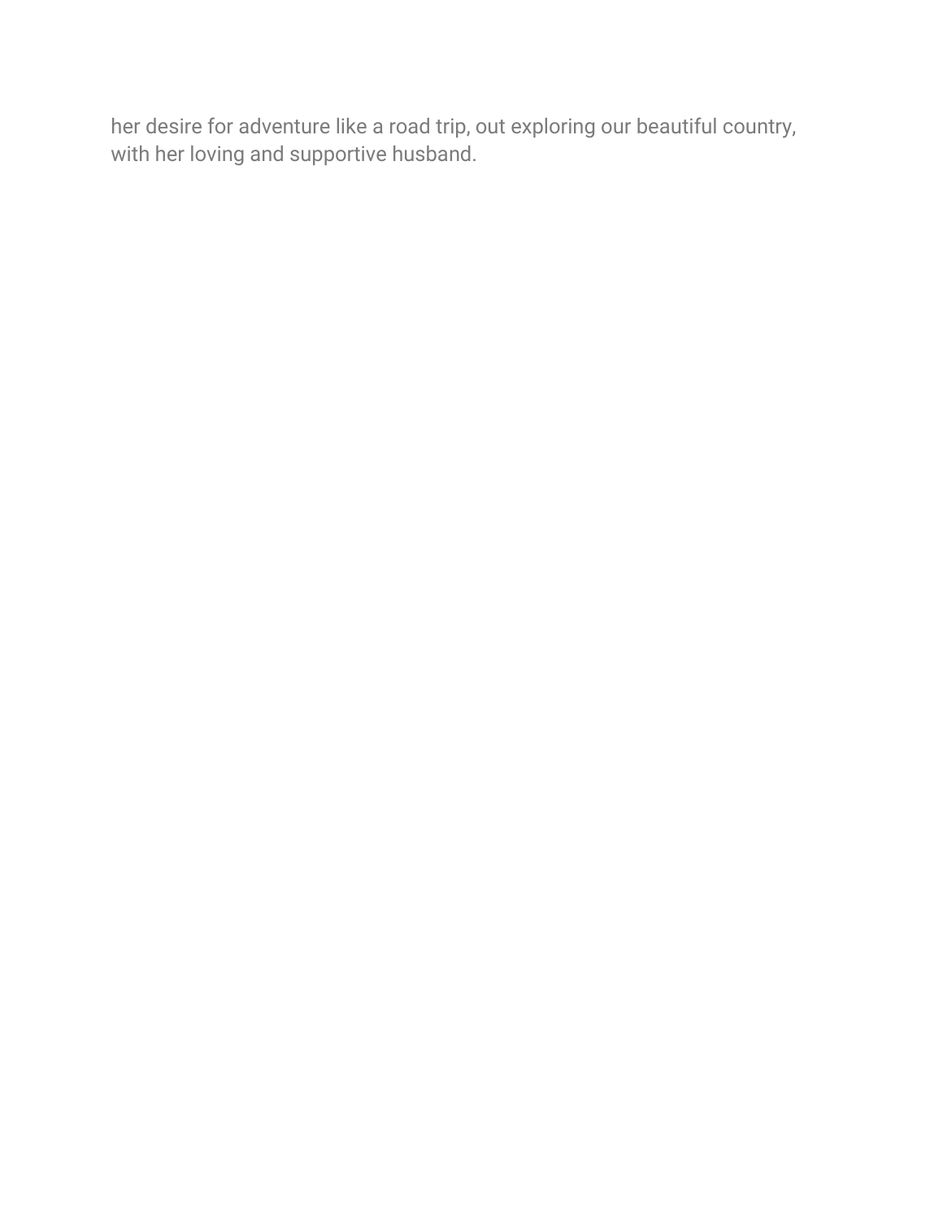her desire for adventure like a road trip, out exploring our beautiful country, with her loving and supportive husband.